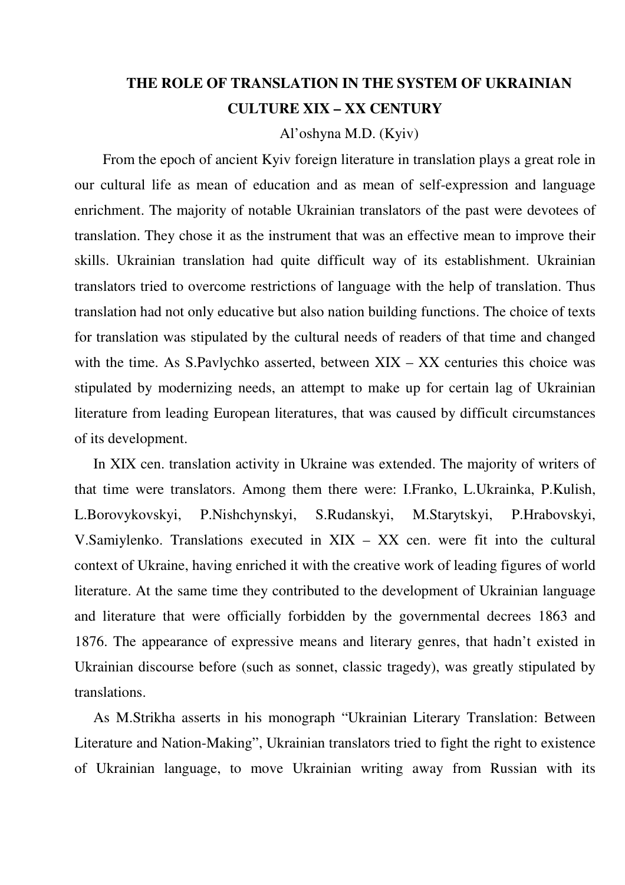# THE ROLE OF TRANSLATION IN THE SYSTEM OF UKRAINIAN CULTURE XIX – XX CENTURY

Al'oshyna M.D. (Kyiv)

From the epoch of ancient Kyiv foreign literature in translation plays a great role in our cultural life as mean of education and as mean of self-expression and language enrichment. The majority of notable Ukrainian translators of the past were devotees of translation. They chose it as the instrument that was an effective mean to improve their skills. Ukrainian translation had quite difficult way of its establishment. Ukrainian translators tried to overcome restrictions of language with the help of translation. Thus translation had not only educative but also nation building functions. The choice of texts for translation was stipulated by the cultural needs of readers of that time and changed with the time. As S.Pavlychko asserted, between XIX – XX centuries this choice was stipulated by modernizing needs, an attempt to make up for certain lag of Ukrainian literature from leading European literatures, that was caused by difficult circumstances of its development.

In XIX cen. translation activity in Ukraine was extended. The majority of writers of that time were translators. Among them there were: I.Franko, L.Ukrainka, P.Kulish, L.Borovykovskyi, P.Nishchynskyi, S.Rudanskyi, M.Starytskyi, P.Hrabovskyi, V.Samiylenko. Translations executed in XIX – XX cen. were fit into the cultural context of Ukraine, having enriched it with the creative work of leading figures of world literature. At the same time they contributed to the development of Ukrainian language and literature that were officially forbidden by the governmental decrees 1863 and 1876. The appearance of expressive means and literary genres, that hadn't existed in Ukrainian discourse before (such as sonnet, classic tragedy), was greatly stipulated by translations.

As M.Strikha asserts in his monograph "Ukrainian Literary Translation: Between Literature and Nation-Making", Ukrainian translators tried to fight the right to existence of Ukrainian language, to move Ukrainian writing away from Russian with its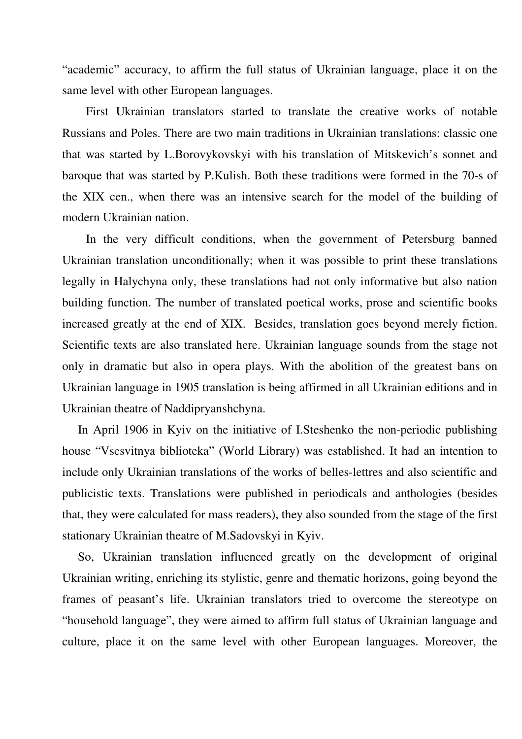"academic" accuracy, to affirm the full status of Ukrainian language, place it on the same level with other European languages.

First Ukrainian translators started to translate the creative works of notable Russians and Poles. There are two main traditions in Ukrainian translations: classic one that was started by L.Borovykovskyi with his translation of Mitskevich's sonnet and baroque that was started by P.Kulish. Both these traditions were formed in the 70-s of the XIX cen., when there was an intensive search for the model of the building of modern Ukrainian nation.

In the very difficult conditions, when the government of Petersburg banned Ukrainian translation unconditionally; when it was possible to print these translations legally in Halychyna only, these translations had not only informative but also nation building function. The number of translated poetical works, prose and scientific books increased greatly at the end of XIX. Besides, translation goes beyond merely fiction. Scientific texts are also translated here. Ukrainian language sounds from the stage not only in dramatic but also in opera plays. With the abolition of the greatest bans on Ukrainian language in 1905 translation is being affirmed in all Ukrainian editions and in Ukrainian theatre of Naddipryanshchyna.

In April 1906 in Kyiv on the initiative of I.Steshenko the non-periodic publishing house "Vsesvitnya biblioteka" (World Library) was established. It had an intention to include only Ukrainian translations of the works of belles-lettres and also scientific and publicistic texts. Translations were published in periodicals and anthologies (besides that, they were calculated for mass readers), they also sounded from the stage of the first stationary Ukrainian theatre of M.Sadovskyi in Kyiv.

So, Ukrainian translation influenced greatly on the development of original Ukrainian writing, enriching its stylistic, genre and thematic horizons, going beyond the frames of peasant's life. Ukrainian translators tried to overcome the stereotype on "household language", they were aimed to affirm full status of Ukrainian language and culture, place it on the same level with other European languages. Moreover, the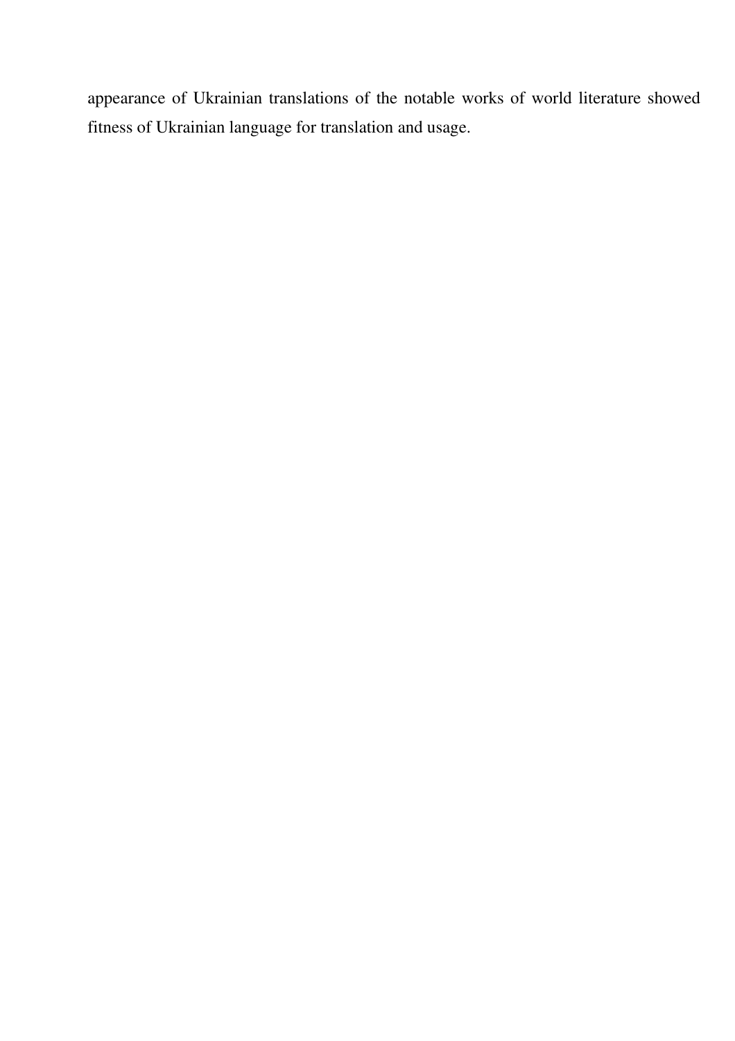appearance of Ukrainian translations of the notable works of world literature showed fitness of Ukrainian language for translation and usage.